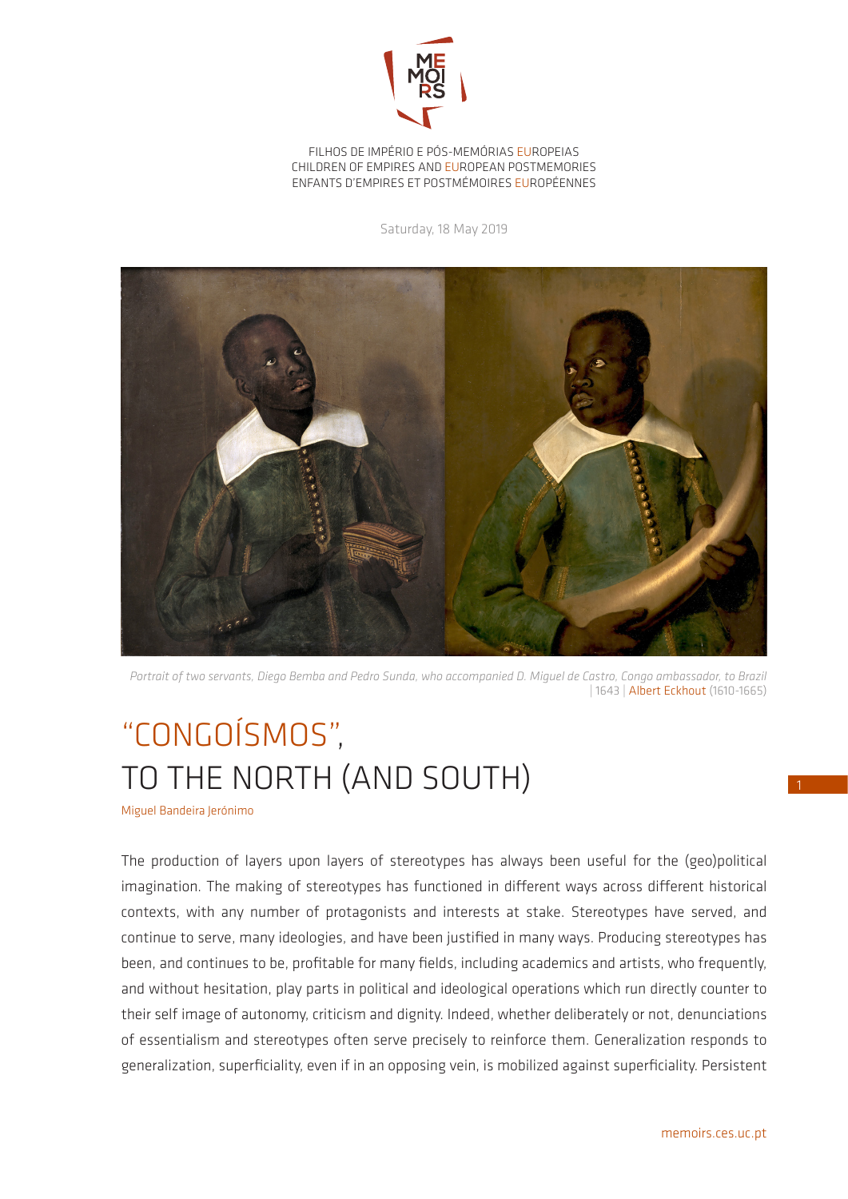FILHOS DE IMPÉRIO E PÓS-MEMÓRIAS EUROPEIAS
CHILDREN OF EMPIRES AND EUROPEAN POSTMEMORIES
ENFANTS D'EMPIRES ET POSTMÉMOIRES EUROPÉENNES

Saturday, 18 May 2019

*Portrait of two servants, Diego Bemba and Pedro Sunda, who accompanied D. Miguel de Castro, Congo ambassador, to Brazil* | 1643 | Albert Eckhout (1610-1665)

# "CONGOÍSMOS", TO THE NORTH (AND SOUTH)

Miguel Bandeira Jerónimo

The production of layers upon layers of stereotypes has always been useful for the (geo)political imagination. The making of stereotypes has functioned in different ways across different historical contexts, with any number of protagonists and interests at stake. Stereotypes have served, and continue to serve, many ideologies, and have been justified in many ways. Producing stereotypes has been, and continues to be, profitable for many fields, including academics and artists, who frequently, and without hesitation, play parts in political and ideological operations which run directly counter to their self image of autonomy, criticism and dignity. Indeed, whether deliberately or not, denunciations of essentialism and stereotypes often serve precisely to reinforce them. Generalization responds to generalization, superficiality, even if in an opposing vein, is mobilized against superficiality. Persistent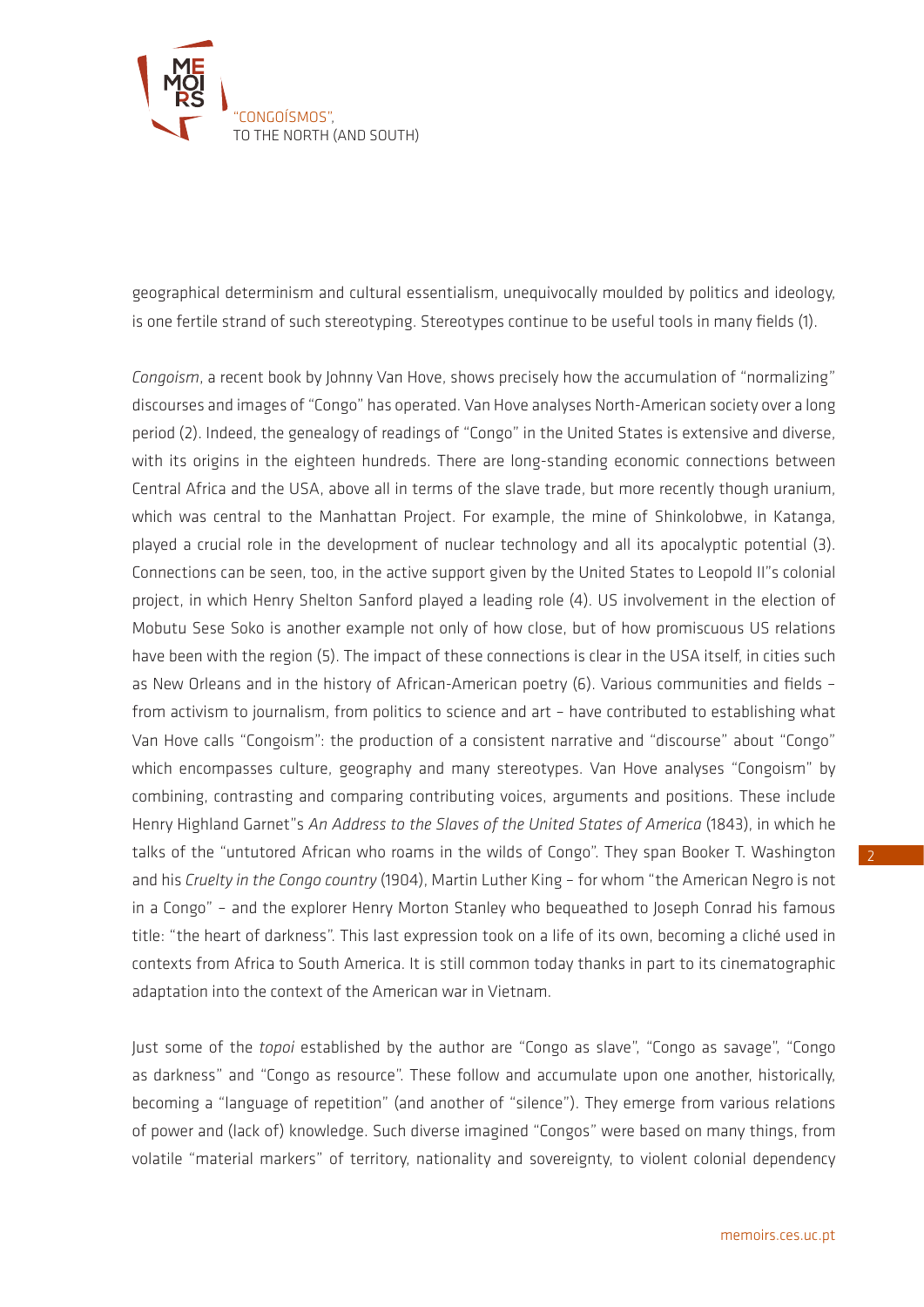geographical determinism and cultural essentialism, unequivocally moulded by politics and ideology, is one fertile strand of such stereotyping. Stereotypes continue to be useful tools in many fields (1).

*Congoism*, a recent book by Johnny Van Hove, shows precisely how the accumulation of "normalizing" discourses and images of "Congo" has operated. Van Hove analyses North-American society over a long period (2). Indeed, the genealogy of readings of "Congo" in the United States is extensive and diverse, with its origins in the eighteen hundreds. There are long-standing economic connections between Central Africa and the USA, above all in terms of the slave trade, but more recently though uranium, which was central to the Manhattan Project. For example, the mine of Shinkolobwe, in Katanga, played a crucial role in the development of nuclear technology and all its apocalyptic potential (3). Connections can be seen, too, in the active support given by the United States to Leopold II"s colonial project, in which Henry Shelton Sanford played a leading role (4). US involvement in the election of Mobutu Sese Soko is another example not only of how close, but of how promiscuous US relations have been with the region (5). The impact of these connections is clear in the USA itself, in cities such as New Orleans and in the history of African-American poetry (6). Various communities and fields – from activism to journalism, from politics to science and art – have contributed to establishing what Van Hove calls "Congoism": the production of a consistent narrative and "discourse" about "Congo" which encompasses culture, geography and many stereotypes. Van Hove analyses "Congoism" by combining, contrasting and comparing contributing voices, arguments and positions. These include Henry Highland Garnet"s *An Address to the Slaves of the United States of America* (1843), in which he talks of the "untutored African who roams in the wilds of Congo". They span Booker T. Washington and his *Cruelty in the Congo country* (1904), Martin Luther King – for whom "the American Negro is not in a Congo" – and the explorer Henry Morton Stanley who bequeathed to Joseph Conrad his famous title: "the heart of darkness". This last expression took on a life of its own, becoming a cliché used in contexts from Africa to South America. It is still common today thanks in part to its cinematographic adaptation into the context of the American war in Vietnam.

Just some of the *topoi* established by the author are "Congo as slave", "Congo as savage", "Congo as darkness" and "Congo as resource". These follow and accumulate upon one another, historically, becoming a "language of repetition" (and another of "silence"). They emerge from various relations of power and (lack of) knowledge. Such diverse imagined "Congos" were based on many things, from volatile "material markers" of territory, nationality and sovereignty, to violent colonial dependency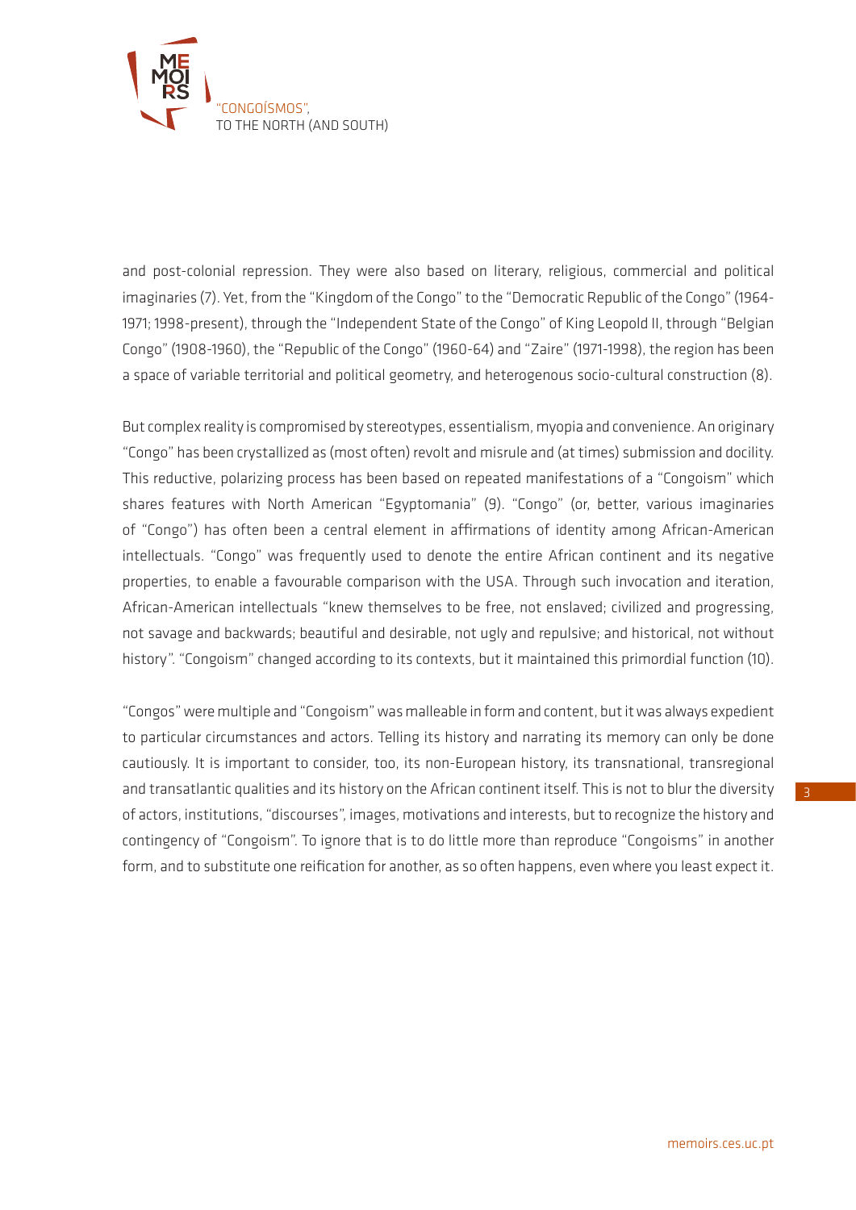and post-colonial repression. They were also based on literary, religious, commercial and political imaginaries (7). Yet, from the "Kingdom of the Congo" to the "Democratic Republic of the Congo" (1964-1971; 1998-present), through the "Independent State of the Congo" of King Leopold II, through "Belgian Congo" (1908-1960), the "Republic of the Congo" (1960-64) and "Zaire" (1971-1998), the region has been a space of variable territorial and political geometry, and heterogenous socio-cultural construction (8).

But complex reality is compromised by stereotypes, essentialism, myopia and convenience. An originary "Congo" has been crystallized as (most often) revolt and misrule and (at times) submission and docility. This reductive, polarizing process has been based on repeated manifestations of a "Congoism" which shares features with North American "Egyptomania" (9). "Congo" (or, better, various imaginaries of "Congo") has often been a central element in affirmations of identity among African-American intellectuals. "Congo" was frequently used to denote the entire African continent and its negative properties, to enable a favourable comparison with the USA. Through such invocation and iteration, African-American intellectuals "knew themselves to be free, not enslaved; civilized and progressing, not savage and backwards; beautiful and desirable, not ugly and repulsive; and historical, not without history". "Congoism" changed according to its contexts, but it maintained this primordial function (10).

"Congos" were multiple and "Congoism" was malleable in form and content, but it was always expedient to particular circumstances and actors. Telling its history and narrating its memory can only be done cautiously. It is important to consider, too, its non-European history, its transnational, transregional and transatlantic qualities and its history on the African continent itself. This is not to blur the diversity of actors, institutions, "discourses", images, motivations and interests, but to recognize the history and contingency of "Congoism". To ignore that is to do little more than reproduce "Congoisms" in another form, and to substitute one reification for another, as so often happens, even where you least expect it.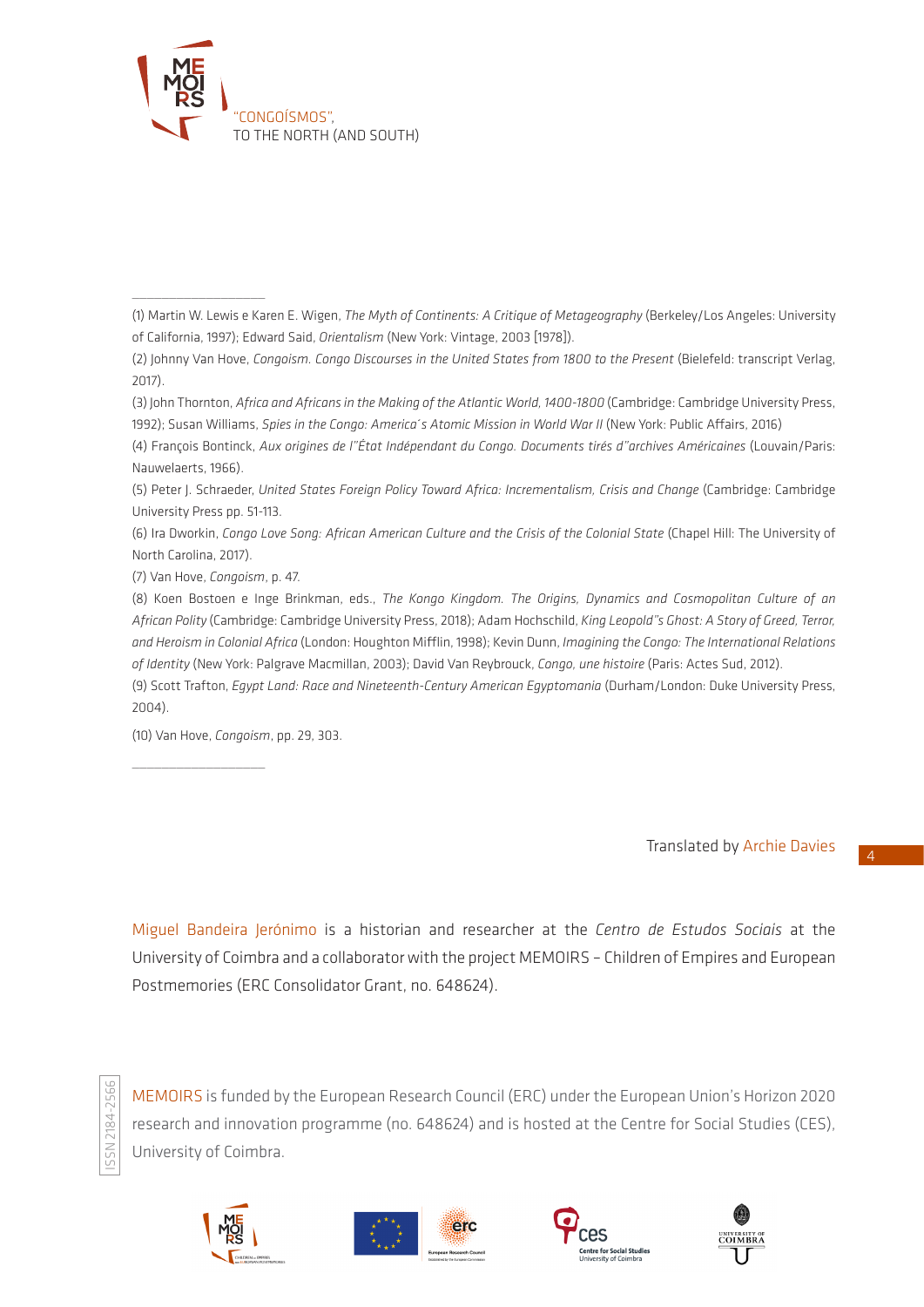---

(1) Martin W. Lewis e Karen E. Wigen, *The Myth of Continents: A Critique of Metageography* (Berkeley/Los Angeles: University of California, 1997); Edward Said, *Orientalism* (New York: Vintage, 2003 [1978]).

(2) Johnny Van Hove, *Congoism. Congo Discourses in the United States from 1800 to the Present* (Bielefeld: transcript Verlag, 2017).

(3) John Thornton, *Africa and Africans in the Making of the Atlantic World, 1400-1800* (Cambridge: Cambridge University Press, 1992); Susan Williams, *Spies in the Congo: America´s Atomic Mission in World War II* (New York: Public Affairs, 2016)

(4) François Bontinck, *Aux origines de l''État Indépendant du Congo. Documents tirés d''archives Américaines* (Louvain/Paris: Nauwelaerts, 1966).

(5) Peter J. Schraeder, *United States Foreign Policy Toward Africa: Incrementalism, Crisis and Change* (Cambridge: Cambridge University Press pp. 51-113.

(6) Ira Dworkin, *Congo Love Song: African American Culture and the Crisis of the Colonial State* (Chapel Hill: The University of North Carolina, 2017).

(7) Van Hove, *Congoism*, p. 47.

(8) Koen Bostoen e Inge Brinkman, eds., *The Kongo Kingdom. The Origins, Dynamics and Cosmopolitan Culture of an African Polity* (Cambridge: Cambridge University Press, 2018); Adam Hochschild, *King Leopold''s Ghost: A Story of Greed, Terror, and Heroism in Colonial Africa* (London: Houghton Mifflin, 1998); Kevin Dunn, *Imagining the Congo: The International Relations of Identity* (New York: Palgrave Macmillan, 2003); David Van Reybrouck, *Congo, une histoire* (Paris: Actes Sud, 2012).

(9) Scott Trafton, *Egypt Land: Race and Nineteenth-Century American Egyptomania* (Durham/London: Duke University Press, 2004).

(10) Van Hove, *Congoism*, pp. 29, 303.

---

Translated by Archie Davies

Miguel Bandeira Jerónimo is a historian and researcher at the *Centro de Estudos Sociais* at the University of Coimbra and a collaborator with the project MEMOIRS – Children of Empires and European Postmemories (ERC Consolidator Grant, no. 648624).

MEMOIRS is funded by the European Research Council (ERC) under the European Union's Horizon 2020 research and innovation programme (no. 648624) and is hosted at the Centre for Social Studies (CES), University of Coimbra.

ISSN 2184-2566